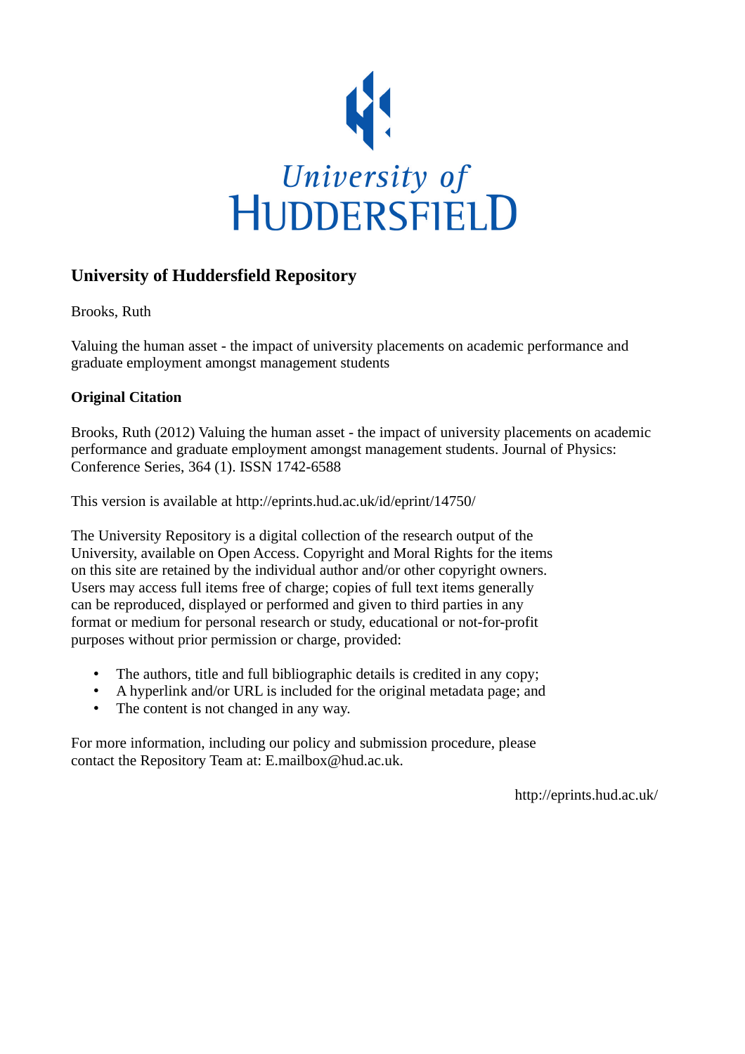University of
HUDDERSFIELD

# University of Huddersfield Repository

Brooks, Ruth

Valuing the human asset - the impact of university placements on academic performance and graduate employment amongst management students

## Original Citation

Brooks, Ruth (2012) Valuing the human asset - the impact of university placements on academic performance and graduate employment amongst management students. Journal of Physics: Conference Series, 364 (1). ISSN 1742-6588

This version is available at http://eprints.hud.ac.uk/id/eprint/14750/

The University Repository is a digital collection of the research output of the University, available on Open Access. Copyright and Moral Rights for the items on this site are retained by the individual author and/or other copyright owners. Users may access full items free of charge; copies of full text items generally can be reproduced, displayed or performed and given to third parties in any format or medium for personal research or study, educational or not-for-profit purposes without prior permission or charge, provided:

- The authors, title and full bibliographic details is credited in any copy;
- A hyperlink and/or URL is included for the original metadata page; and
- The content is not changed in any way.

For more information, including our policy and submission procedure, please contact the Repository Team at: E.mailbox@hud.ac.uk.

http://eprints.hud.ac.uk/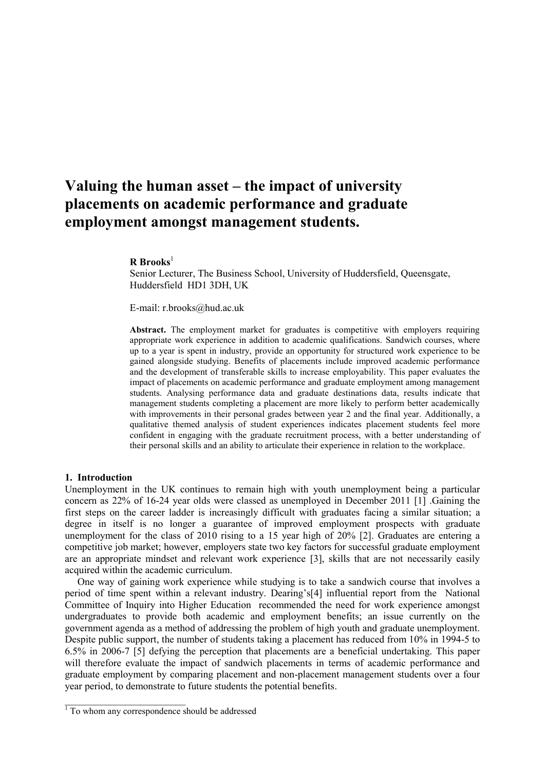# Valuing the human asset – the impact of university placements on academic performance and graduate employment amongst management students.

**R Brooks**[1]

Senior Lecturer, The Business School, University of Huddersfield, Queensgate, Huddersfield HD1 3DH, UK

E-mail: r.brooks@hud.ac.uk

**Abstract.** The employment market for graduates is competitive with employers requiring appropriate work experience in addition to academic qualifications. Sandwich courses, where up to a year is spent in industry, provide an opportunity for structured work experience to be gained alongside studying. Benefits of placements include improved academic performance and the development of transferable skills to increase employability. This paper evaluates the impact of placements on academic performance and graduate employment among management students. Analysing performance data and graduate destinations data, results indicate that management students completing a placement are more likely to perform better academically with improvements in their personal grades between year 2 and the final year. Additionally, a qualitative themed analysis of student experiences indicates placement students feel more confident in engaging with the graduate recruitment process, with a better understanding of their personal skills and an ability to articulate their experience in relation to the workplace.

## 1. Introduction

Unemployment in the UK continues to remain high with youth unemployment being a particular concern as 22% of 16-24 year olds were classed as unemployed in December 2011 [1] .Gaining the first steps on the career ladder is increasingly difficult with graduates facing a similar situation; a degree in itself is no longer a guarantee of improved employment prospects with graduate unemployment for the class of 2010 rising to a 15 year high of 20% [2]. Graduates are entering a competitive job market; however, employers state two key factors for successful graduate employment are an appropriate mindset and relevant work experience [3], skills that are not necessarily easily acquired within the academic curriculum.

One way of gaining work experience while studying is to take a sandwich course that involves a period of time spent within a relevant industry. Dearing's[4] influential report from the National Committee of Inquiry into Higher Education recommended the need for work experience amongst undergraduates to provide both academic and employment benefits; an issue currently on the government agenda as a method of addressing the problem of high youth and graduate unemployment. Despite public support, the number of students taking a placement has reduced from 10% in 1994-5 to 6.5% in 2006-7 [5] defying the perception that placements are a beneficial undertaking. This paper will therefore evaluate the impact of sandwich placements in terms of academic performance and graduate employment by comparing placement and non-placement management students over a four year period, to demonstrate to future students the potential benefits.

[1] To whom any correspondence should be addressed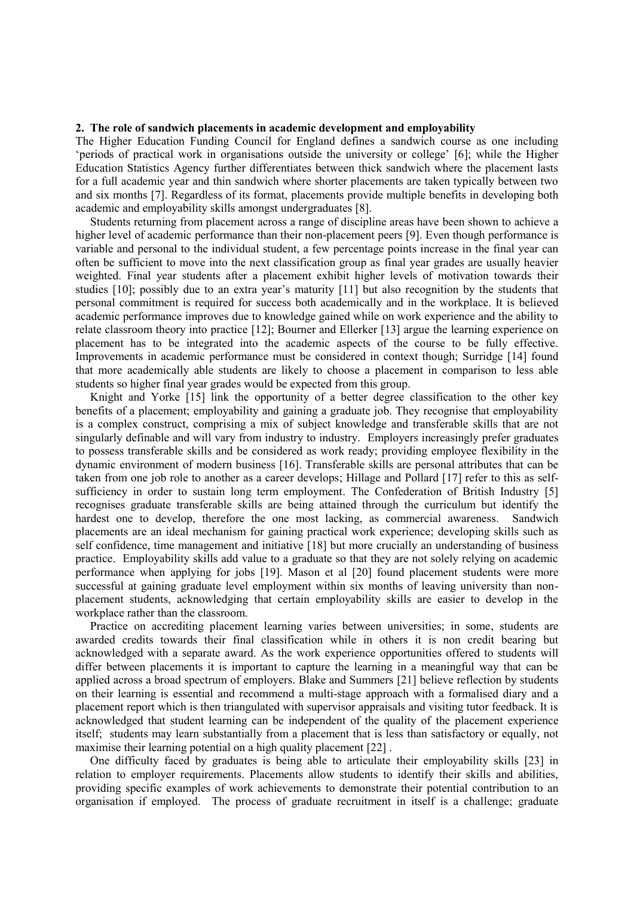## 2. The role of sandwich placements in academic development and employability

The Higher Education Funding Council for England defines a sandwich course as one including 'periods of practical work in organisations outside the university or college' [6]; while the Higher Education Statistics Agency further differentiates between thick sandwich where the placement lasts for a full academic year and thin sandwich where shorter placements are taken typically between two and six months [7]. Regardless of its format, placements provide multiple benefits in developing both academic and employability skills amongst undergraduates [8].

Students returning from placement across a range of discipline areas have been shown to achieve a higher level of academic performance than their non-placement peers [9]. Even though performance is variable and personal to the individual student, a few percentage points increase in the final year can often be sufficient to move into the next classification group as final year grades are usually heavier weighted. Final year students after a placement exhibit higher levels of motivation towards their studies [10]; possibly due to an extra year's maturity [11] but also recognition by the students that personal commitment is required for success both academically and in the workplace. It is believed academic performance improves due to knowledge gained while on work experience and the ability to relate classroom theory into practice [12]; Bourner and Ellerker [13] argue the learning experience on placement has to be integrated into the academic aspects of the course to be fully effective. Improvements in academic performance must be considered in context though; Surridge [14] found that more academically able students are likely to choose a placement in comparison to less able students so higher final year grades would be expected from this group.

Knight and Yorke [15] link the opportunity of a better degree classification to the other key benefits of a placement; employability and gaining a graduate job. They recognise that employability is a complex construct, comprising a mix of subject knowledge and transferable skills that are not singularly definable and will vary from industry to industry. Employers increasingly prefer graduates to possess transferable skills and be considered as work ready; providing employee flexibility in the dynamic environment of modern business [16]. Transferable skills are personal attributes that can be taken from one job role to another as a career develops; Hillage and Pollard [17] refer to this as self-sufficiency in order to sustain long term employment. The Confederation of British Industry [5] recognises graduate transferable skills are being attained through the curriculum but identify the hardest one to develop, therefore the one most lacking, as commercial awareness. Sandwich placements are an ideal mechanism for gaining practical work experience; developing skills such as self confidence, time management and initiative [18] but more crucially an understanding of business practice. Employability skills add value to a graduate so that they are not solely relying on academic performance when applying for jobs [19]. Mason et al [20] found placement students were more successful at gaining graduate level employment within six months of leaving university than non-placement students, acknowledging that certain employability skills are easier to develop in the workplace rather than the classroom.

Practice on accrediting placement learning varies between universities; in some, students are awarded credits towards their final classification while in others it is non credit bearing but acknowledged with a separate award. As the work experience opportunities offered to students will differ between placements it is important to capture the learning in a meaningful way that can be applied across a broad spectrum of employers. Blake and Summers [21] believe reflection by students on their learning is essential and recommend a multi-stage approach with a formalised diary and a placement report which is then triangulated with supervisor appraisals and visiting tutor feedback. It is acknowledged that student learning can be independent of the quality of the placement experience itself; students may learn substantially from a placement that is less than satisfactory or equally, not maximise their learning potential on a high quality placement [22] .

One difficulty faced by graduates is being able to articulate their employability skills [23] in relation to employer requirements. Placements allow students to identify their skills and abilities, providing specific examples of work achievements to demonstrate their potential contribution to an organisation if employed. The process of graduate recruitment in itself is a challenge; graduate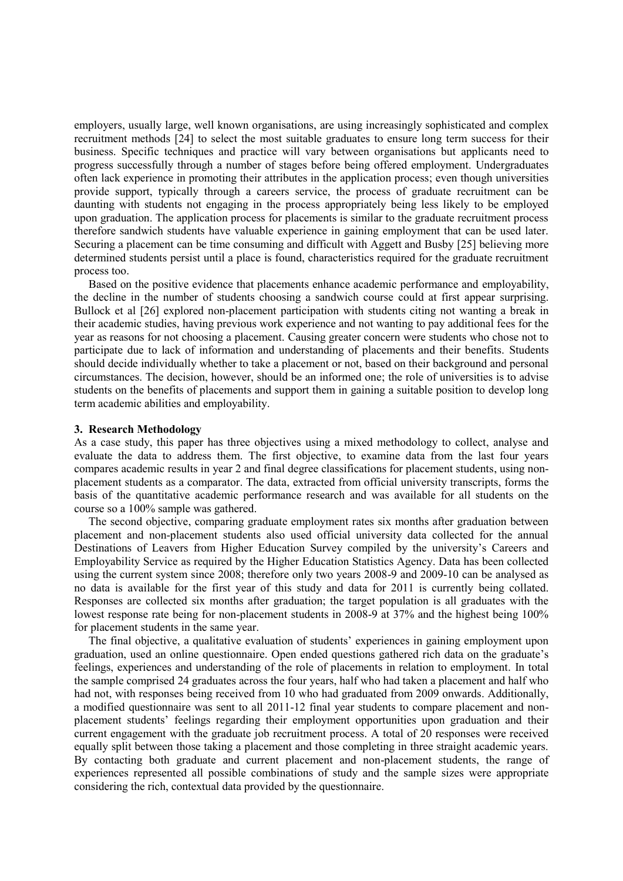employers, usually large, well known organisations, are using increasingly sophisticated and complex recruitment methods [24] to select the most suitable graduates to ensure long term success for their business. Specific techniques and practice will vary between organisations but applicants need to progress successfully through a number of stages before being offered employment. Undergraduates often lack experience in promoting their attributes in the application process; even though universities provide support, typically through a careers service, the process of graduate recruitment can be daunting with students not engaging in the process appropriately being less likely to be employed upon graduation. The application process for placements is similar to the graduate recruitment process therefore sandwich students have valuable experience in gaining employment that can be used later. Securing a placement can be time consuming and difficult with Aggett and Busby [25] believing more determined students persist until a place is found, characteristics required for the graduate recruitment process too.

Based on the positive evidence that placements enhance academic performance and employability, the decline in the number of students choosing a sandwich course could at first appear surprising. Bullock et al [26] explored non-placement participation with students citing not wanting a break in their academic studies, having previous work experience and not wanting to pay additional fees for the year as reasons for not choosing a placement. Causing greater concern were students who chose not to participate due to lack of information and understanding of placements and their benefits. Students should decide individually whether to take a placement or not, based on their background and personal circumstances. The decision, however, should be an informed one; the role of universities is to advise students on the benefits of placements and support them in gaining a suitable position to develop long term academic abilities and employability.

## 3. Research Methodology

As a case study, this paper has three objectives using a mixed methodology to collect, analyse and evaluate the data to address them. The first objective, to examine data from the last four years compares academic results in year 2 and final degree classifications for placement students, using non-placement students as a comparator. The data, extracted from official university transcripts, forms the basis of the quantitative academic performance research and was available for all students on the course so a 100% sample was gathered.

The second objective, comparing graduate employment rates six months after graduation between placement and non-placement students also used official university data collected for the annual Destinations of Leavers from Higher Education Survey compiled by the university's Careers and Employability Service as required by the Higher Education Statistics Agency. Data has been collected using the current system since 2008; therefore only two years 2008-9 and 2009-10 can be analysed as no data is available for the first year of this study and data for 2011 is currently being collated. Responses are collected six months after graduation; the target population is all graduates with the lowest response rate being for non-placement students in 2008-9 at 37% and the highest being 100% for placement students in the same year.

The final objective, a qualitative evaluation of students' experiences in gaining employment upon graduation, used an online questionnaire. Open ended questions gathered rich data on the graduate's feelings, experiences and understanding of the role of placements in relation to employment. In total the sample comprised 24 graduates across the four years, half who had taken a placement and half who had not, with responses being received from 10 who had graduated from 2009 onwards. Additionally, a modified questionnaire was sent to all 2011-12 final year students to compare placement and non-placement students' feelings regarding their employment opportunities upon graduation and their current engagement with the graduate job recruitment process. A total of 20 responses were received equally split between those taking a placement and those completing in three straight academic years. By contacting both graduate and current placement and non-placement students, the range of experiences represented all possible combinations of study and the sample sizes were appropriate considering the rich, contextual data provided by the questionnaire.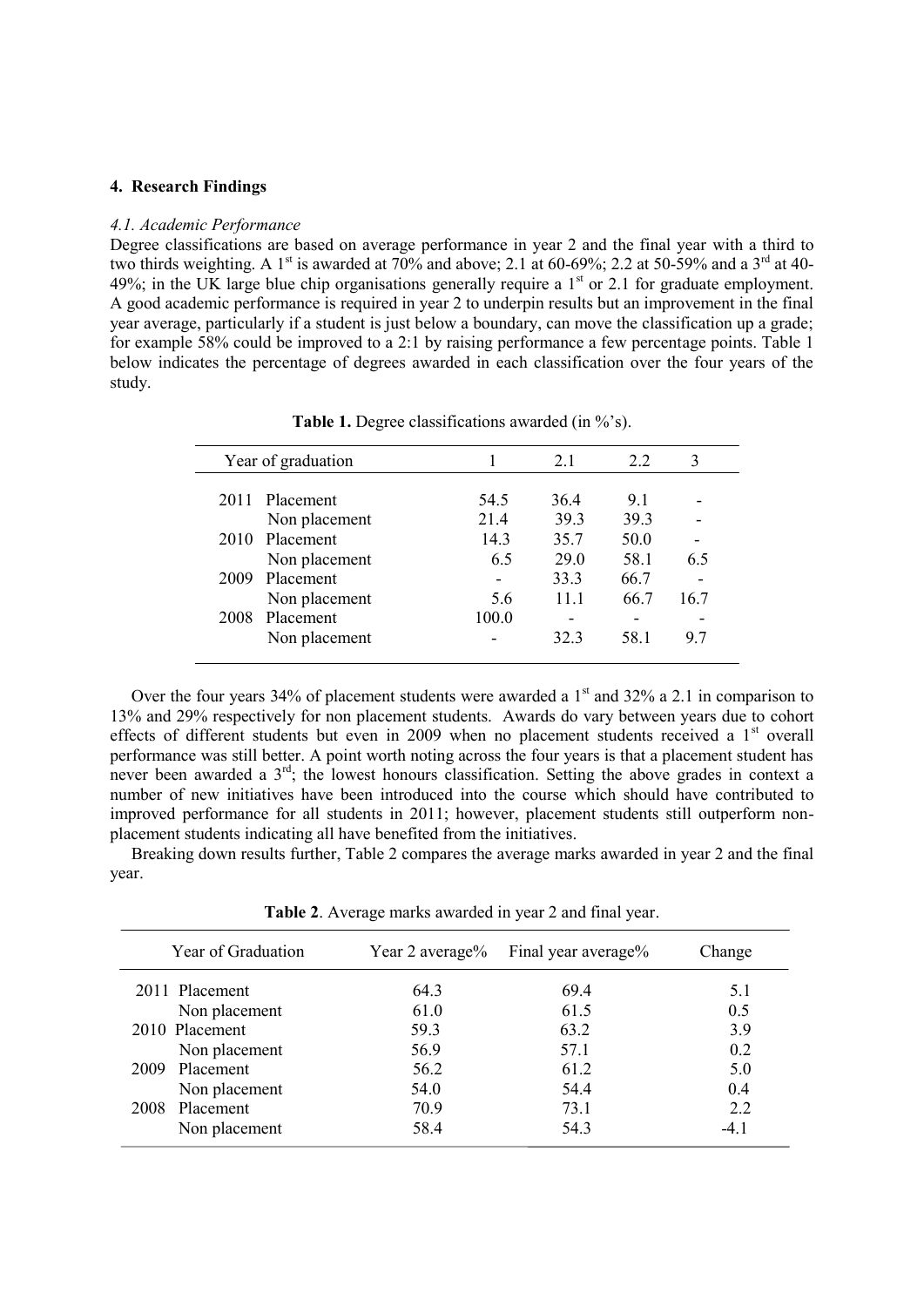## 4. Research Findings

### *4.1. Academic Performance*

Degree classifications are based on average performance in year 2 and the final year with a third to two thirds weighting. A 1st is awarded at 70% and above; 2.1 at 60-69%; 2.2 at 50-59% and a 3rd at 40-49%; in the UK large blue chip organisations generally require a 1st or 2.1 for graduate employment. A good academic performance is required in year 2 to underpin results but an improvement in the final year average, particularly if a student is just below a boundary, can move the classification up a grade; for example 58% could be improved to a 2:1 by raising performance a few percentage points. Table 1 below indicates the percentage of degrees awarded in each classification over the four years of the study.

**Table 1.** Degree classifications awarded (in %'s).

| Year of graduation | | 1 | 2.1 | 2.2 | 3 |
|---|---|---|---|---|---|
| 2011 | Placement | 54.5 | 36.4 | 9.1 | - |
| | Non placement | 21.4 | 39.3 | 39.3 | - |
| 2010 | Placement | 14.3 | 35.7 | 50.0 | - |
| | Non placement | 6.5 | 29.0 | 58.1 | 6.5 |
| 2009 | Placement | - | 33.3 | 66.7 | - |
| | Non placement | 5.6 | 11.1 | 66.7 | 16.7 |
| 2008 | Placement | 100.0 | - | - | - |
| | Non placement | - | 32.3 | 58.1 | 9.7 |

Over the four years 34% of placement students were awarded a 1st and 32% a 2.1 in comparison to 13% and 29% respectively for non placement students. Awards do vary between years due to cohort effects of different students but even in 2009 when no placement students received a 1st overall performance was still better. A point worth noting across the four years is that a placement student has never been awarded a 3rd; the lowest honours classification. Setting the above grades in context a number of new initiatives have been introduced into the course which should have contributed to improved performance for all students in 2011; however, placement students still outperform non-placement students indicating all have benefited from the initiatives.

Breaking down results further, Table 2 compares the average marks awarded in year 2 and the final year.

**Table 2**. Average marks awarded in year 2 and final year.

| Year of Graduation | | Year 2 average% | Final year average% | Change |
|---|---|---|---|---|
| 2011 | Placement | 64.3 | 69.4 | 5.1 |
| | Non placement | 61.0 | 61.5 | 0.5 |
| 2010 | Placement | 59.3 | 63.2 | 3.9 |
| | Non placement | 56.9 | 57.1 | 0.2 |
| 2009 | Placement | 56.2 | 61.2 | 5.0 |
| | Non placement | 54.0 | 54.4 | 0.4 |
| 2008 | Placement | 70.9 | 73.1 | 2.2 |
| | Non placement | 58.4 | 54.3 | -4.1 |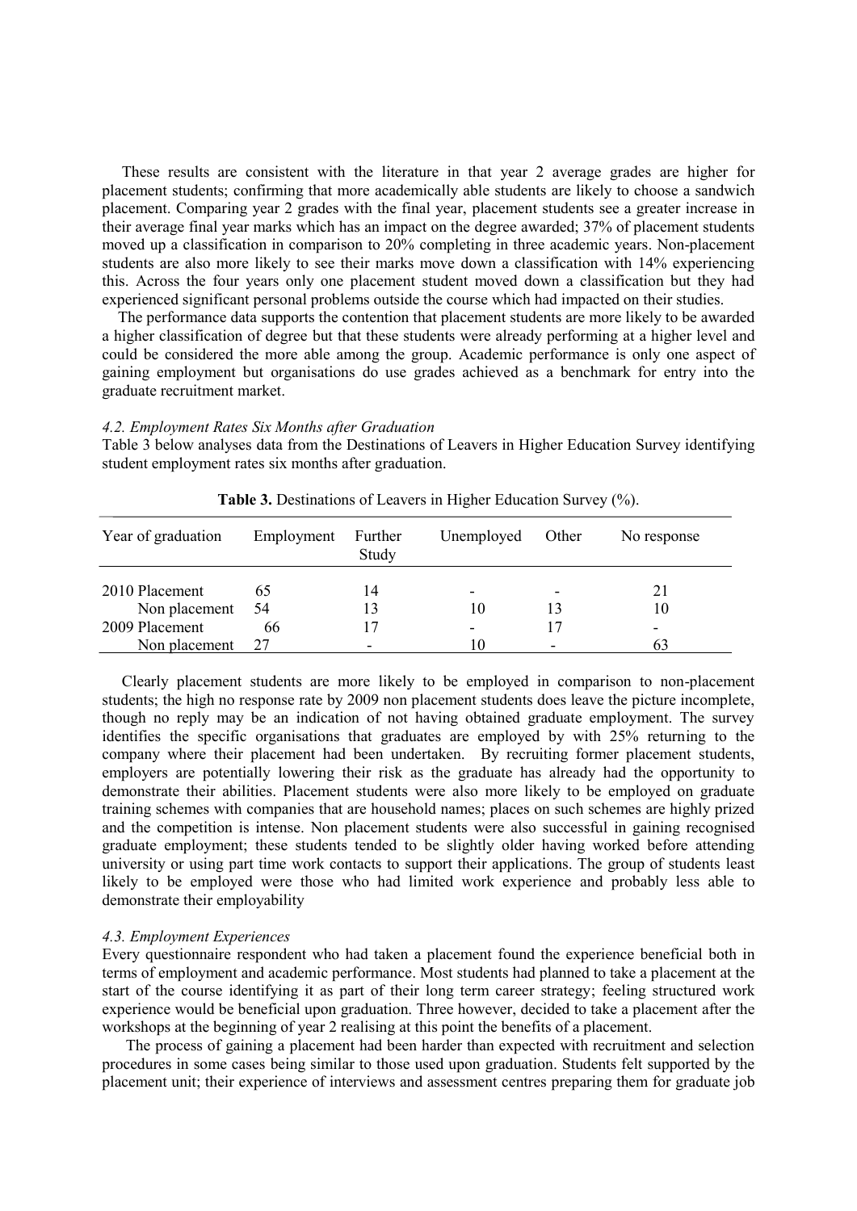These results are consistent with the literature in that year 2 average grades are higher for placement students; confirming that more academically able students are likely to choose a sandwich placement. Comparing year 2 grades with the final year, placement students see a greater increase in their average final year marks which has an impact on the degree awarded; 37% of placement students moved up a classification in comparison to 20% completing in three academic years. Non-placement students are also more likely to see their marks move down a classification with 14% experiencing this. Across the four years only one placement student moved down a classification but they had experienced significant personal problems outside the course which had impacted on their studies.

The performance data supports the contention that placement students are more likely to be awarded a higher classification of degree but that these students were already performing at a higher level and could be considered the more able among the group. Academic performance is only one aspect of gaining employment but organisations do use grades achieved as a benchmark for entry into the graduate recruitment market.

### *4.2. Employment Rates Six Months after Graduation*

Table 3 below analyses data from the Destinations of Leavers in Higher Education Survey identifying student employment rates six months after graduation.

**Table 3.** Destinations of Leavers in Higher Education Survey (%).

| Year of graduation | Employment | Further Study | Unemployed | Other | No response |
|---|---|---|---|---|---|
| 2010 Placement | 65 | 14 | - | - | 21 |
| Non placement | 54 | 13 | 10 | 13 | 10 |
| 2009 Placement | 66 | 17 | - | 17 | - |
| Non placement | 27 | - | 10 | - | 63 |

Clearly placement students are more likely to be employed in comparison to non-placement students; the high no response rate by 2009 non placement students does leave the picture incomplete, though no reply may be an indication of not having obtained graduate employment. The survey identifies the specific organisations that graduates are employed by with 25% returning to the company where their placement had been undertaken. By recruiting former placement students, employers are potentially lowering their risk as the graduate has already had the opportunity to demonstrate their abilities. Placement students were also more likely to be employed on graduate training schemes with companies that are household names; places on such schemes are highly prized and the competition is intense. Non placement students were also successful in gaining recognised graduate employment; these students tended to be slightly older having worked before attending university or using part time work contacts to support their applications. The group of students least likely to be employed were those who had limited work experience and probably less able to demonstrate their employability

### *4.3. Employment Experiences*

Every questionnaire respondent who had taken a placement found the experience beneficial both in terms of employment and academic performance. Most students had planned to take a placement at the start of the course identifying it as part of their long term career strategy; feeling structured work experience would be beneficial upon graduation. Three however, decided to take a placement after the workshops at the beginning of year 2 realising at this point the benefits of a placement.

The process of gaining a placement had been harder than expected with recruitment and selection procedures in some cases being similar to those used upon graduation. Students felt supported by the placement unit; their experience of interviews and assessment centres preparing them for graduate job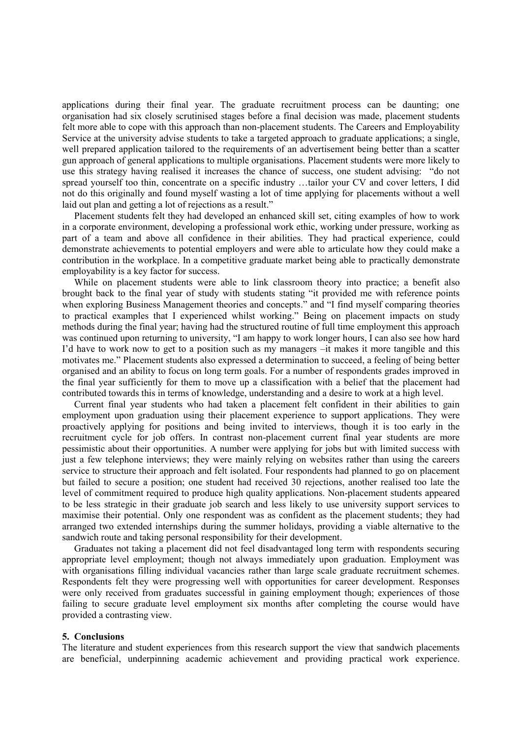applications during their final year. The graduate recruitment process can be daunting; one organisation had six closely scrutinised stages before a final decision was made, placement students felt more able to cope with this approach than non-placement students. The Careers and Employability Service at the university advise students to take a targeted approach to graduate applications; a single, well prepared application tailored to the requirements of an advertisement being better than a scatter gun approach of general applications to multiple organisations. Placement students were more likely to use this strategy having realised it increases the chance of success, one student advising: "do not spread yourself too thin, concentrate on a specific industry …tailor your CV and cover letters, I did not do this originally and found myself wasting a lot of time applying for placements without a well laid out plan and getting a lot of rejections as a result."

Placement students felt they had developed an enhanced skill set, citing examples of how to work in a corporate environment, developing a professional work ethic, working under pressure, working as part of a team and above all confidence in their abilities. They had practical experience, could demonstrate achievements to potential employers and were able to articulate how they could make a contribution in the workplace. In a competitive graduate market being able to practically demonstrate employability is a key factor for success.

While on placement students were able to link classroom theory into practice; a benefit also brought back to the final year of study with students stating "it provided me with reference points when exploring Business Management theories and concepts." and "I find myself comparing theories to practical examples that I experienced whilst working." Being on placement impacts on study methods during the final year; having had the structured routine of full time employment this approach was continued upon returning to university, "I am happy to work longer hours, I can also see how hard I'd have to work now to get to a position such as my managers –it makes it more tangible and this motivates me." Placement students also expressed a determination to succeed, a feeling of being better organised and an ability to focus on long term goals. For a number of respondents grades improved in the final year sufficiently for them to move up a classification with a belief that the placement had contributed towards this in terms of knowledge, understanding and a desire to work at a high level.

Current final year students who had taken a placement felt confident in their abilities to gain employment upon graduation using their placement experience to support applications. They were proactively applying for positions and being invited to interviews, though it is too early in the recruitment cycle for job offers. In contrast non-placement current final year students are more pessimistic about their opportunities. A number were applying for jobs but with limited success with just a few telephone interviews; they were mainly relying on websites rather than using the careers service to structure their approach and felt isolated. Four respondents had planned to go on placement but failed to secure a position; one student had received 30 rejections, another realised too late the level of commitment required to produce high quality applications. Non-placement students appeared to be less strategic in their graduate job search and less likely to use university support services to maximise their potential. Only one respondent was as confident as the placement students; they had arranged two extended internships during the summer holidays, providing a viable alternative to the sandwich route and taking personal responsibility for their development.

Graduates not taking a placement did not feel disadvantaged long term with respondents securing appropriate level employment; though not always immediately upon graduation. Employment was with organisations filling individual vacancies rather than large scale graduate recruitment schemes. Respondents felt they were progressing well with opportunities for career development. Responses were only received from graduates successful in gaining employment though; experiences of those failing to secure graduate level employment six months after completing the course would have provided a contrasting view.

## 5. Conclusions

The literature and student experiences from this research support the view that sandwich placements are beneficial, underpinning academic achievement and providing practical work experience.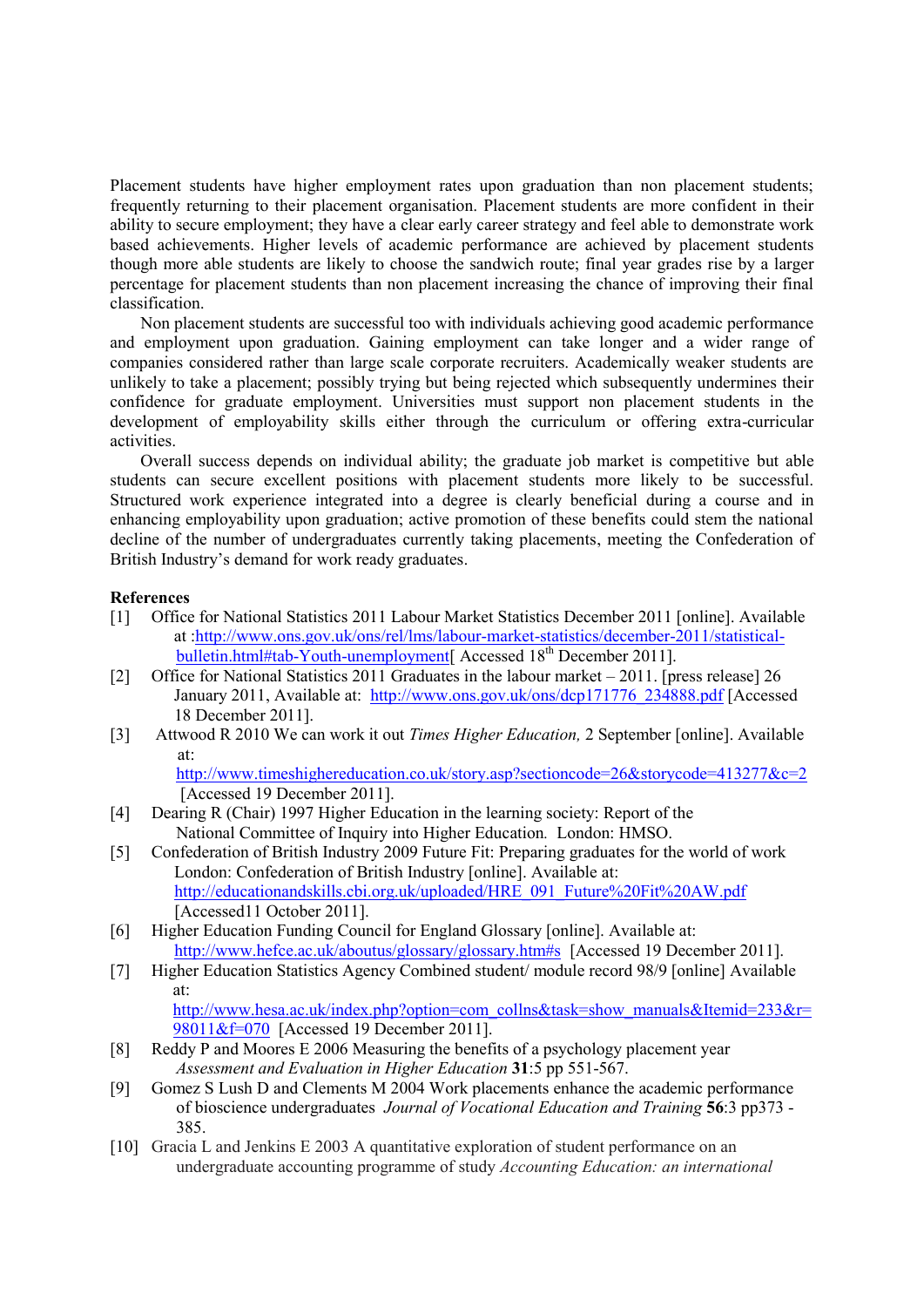Placement students have higher employment rates upon graduation than non placement students; frequently returning to their placement organisation. Placement students are more confident in their ability to secure employment; they have a clear early career strategy and feel able to demonstrate work based achievements. Higher levels of academic performance are achieved by placement students though more able students are likely to choose the sandwich route; final year grades rise by a larger percentage for placement students than non placement increasing the chance of improving their final classification.

Non placement students are successful too with individuals achieving good academic performance and employment upon graduation. Gaining employment can take longer and a wider range of companies considered rather than large scale corporate recruiters. Academically weaker students are unlikely to take a placement; possibly trying but being rejected which subsequently undermines their confidence for graduate employment. Universities must support non placement students in the development of employability skills either through the curriculum or offering extra-curricular activities.

Overall success depends on individual ability; the graduate job market is competitive but able students can secure excellent positions with placement students more likely to be successful. Structured work experience integrated into a degree is clearly beneficial during a course and in enhancing employability upon graduation; active promotion of these benefits could stem the national decline of the number of undergraduates currently taking placements, meeting the Confederation of British Industry's demand for work ready graduates.

**References**

[1] Office for National Statistics 2011 Labour Market Statistics December 2011 [online]. Available at :http://www.ons.gov.uk/ons/rel/lms/labour-market-statistics/december-2011/statistical-bulletin.html#tab-Youth-unemployment[ Accessed 18th December 2011].

[2] Office for National Statistics 2011 Graduates in the labour market – 2011. [press release] 26 January 2011, Available at: http://www.ons.gov.uk/ons/dcp171776_234888.pdf [Accessed 18 December 2011].

[3] Attwood R 2010 We can work it out *Times Higher Education,* 2 September [online]. Available at: http://www.timeshighereducation.co.uk/story.asp?sectioncode=26&storycode=413277&c=2 [Accessed 19 December 2011].

[4] Dearing R (Chair) 1997 Higher Education in the learning society: Report of the National Committee of Inquiry into Higher Education*.* London: HMSO.

[5] Confederation of British Industry 2009 Future Fit: Preparing graduates for the world of work London: Confederation of British Industry [online]. Available at: http://educationandskills.cbi.org.uk/uploaded/HRE_091_Future%20Fit%20AW.pdf [Accessed11 October 2011].

[6] Higher Education Funding Council for England Glossary [online]. Available at: http://www.hefce.ac.uk/aboutus/glossary/glossary.htm#s [Accessed 19 December 2011].

[7] Higher Education Statistics Agency Combined student/ module record 98/9 [online] Available at: http://www.hesa.ac.uk/index.php?option=com_collns&task=show_manuals&Itemid=233&r=98011&f=070 [Accessed 19 December 2011].

[8] Reddy P and Moores E 2006 Measuring the benefits of a psychology placement year *Assessment and Evaluation in Higher Education* **31**:5 pp 551-567.

[9] Gomez S Lush D and Clements M 2004 Work placements enhance the academic performance of bioscience undergraduates *Journal of Vocational Education and Training* **56**:3 pp373 - 385.

[10] Gracia L and Jenkins E 2003 A quantitative exploration of student performance on an undergraduate accounting programme of study *Accounting Education: an international*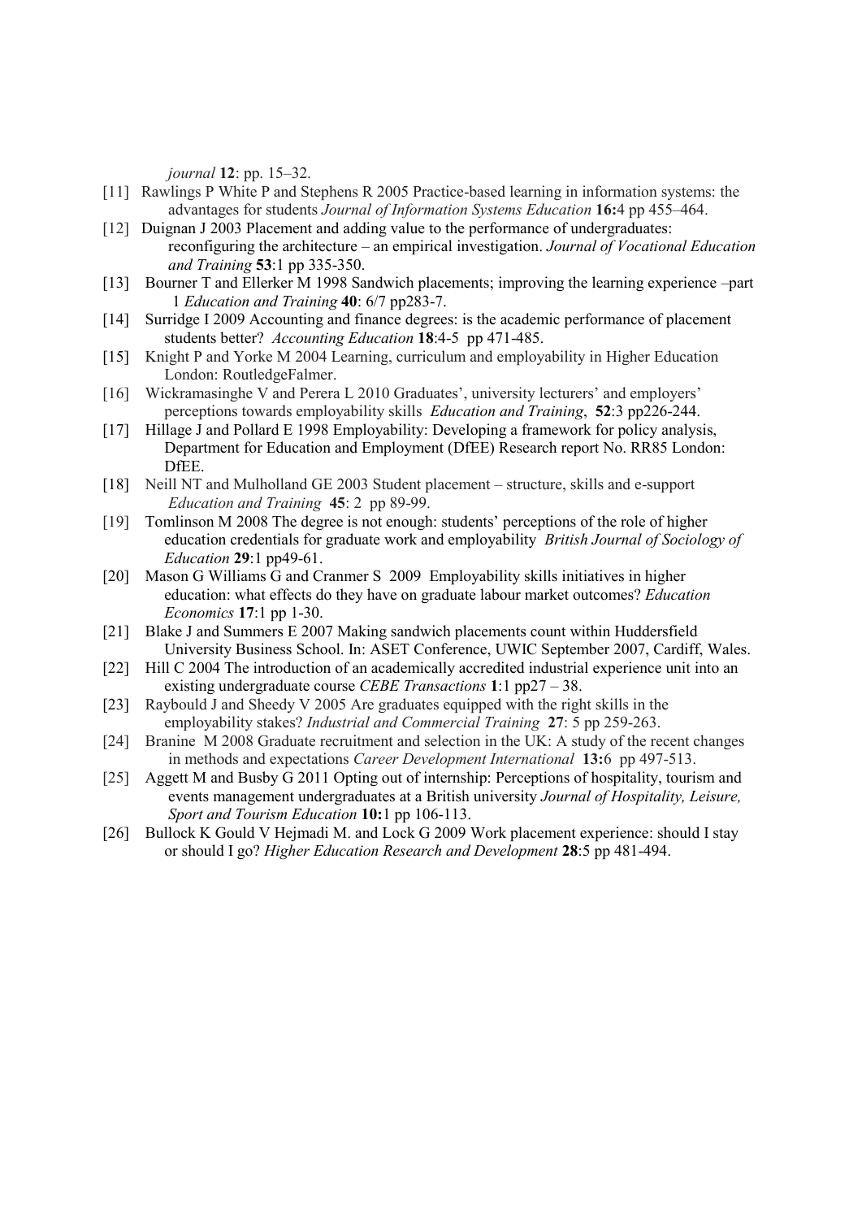*journal* **12**: pp. 15–32.

[11] Rawlings P White P and Stephens R 2005 Practice-based learning in information systems: the advantages for students *Journal of Information Systems Education* **16:**4 pp 455–464.

[12] Duignan J 2003 Placement and adding value to the performance of undergraduates: reconfiguring the architecture – an empirical investigation. *Journal of Vocational Education and Training* **53**:1 pp 335-350.

[13] Bourner T and Ellerker M 1998 Sandwich placements; improving the learning experience –part 1 *Education and Training* **40**: 6/7 pp283-7.

[14] Surridge I 2009 Accounting and finance degrees: is the academic performance of placement students better? *Accounting Education* **18**:4-5 pp 471-485.

[15] Knight P and Yorke M 2004 Learning, curriculum and employability in Higher Education London: RoutledgeFalmer.

[16] Wickramasinghe V and Perera L 2010 Graduates', university lecturers' and employers' perceptions towards employability skills *Education and Training*, **52**:3 pp226-244.

[17] Hillage J and Pollard E 1998 Employability: Developing a framework for policy analysis, Department for Education and Employment (DfEE) Research report No. RR85 London: DfEE.

[18] Neill NT and Mulholland GE 2003 Student placement – structure, skills and e-support *Education and Training* **45**: 2 pp 89-99.

[19] Tomlinson M 2008 The degree is not enough: students' perceptions of the role of higher education credentials for graduate work and employability *British Journal of Sociology of Education* **29**:1 pp49-61.

[20] Mason G Williams G and Cranmer S 2009 Employability skills initiatives in higher education: what effects do they have on graduate labour market outcomes? *Education Economics* **17**:1 pp 1-30.

[21] Blake J and Summers E 2007 Making sandwich placements count within Huddersfield University Business School. In: ASET Conference, UWIC September 2007, Cardiff, Wales.

[22] Hill C 2004 The introduction of an academically accredited industrial experience unit into an existing undergraduate course *CEBE Transactions* **1**:1 pp27 – 38.

[23] Raybould J and Sheedy V 2005 Are graduates equipped with the right skills in the employability stakes? *Industrial and Commercial Training* **27**: 5 pp 259-263.

[24] Branine M 2008 Graduate recruitment and selection in the UK: A study of the recent changes in methods and expectations *Career Development International* **13:**6 pp 497-513.

[25] Aggett M and Busby G 2011 Opting out of internship: Perceptions of hospitality, tourism and events management undergraduates at a British university *Journal of Hospitality, Leisure, Sport and Tourism Education* **10:**1 pp 106-113.

[26] Bullock K Gould V Hejmadi M. and Lock G 2009 Work placement experience: should I stay or should I go? *Higher Education Research and Development* **28**:5 pp 481-494.